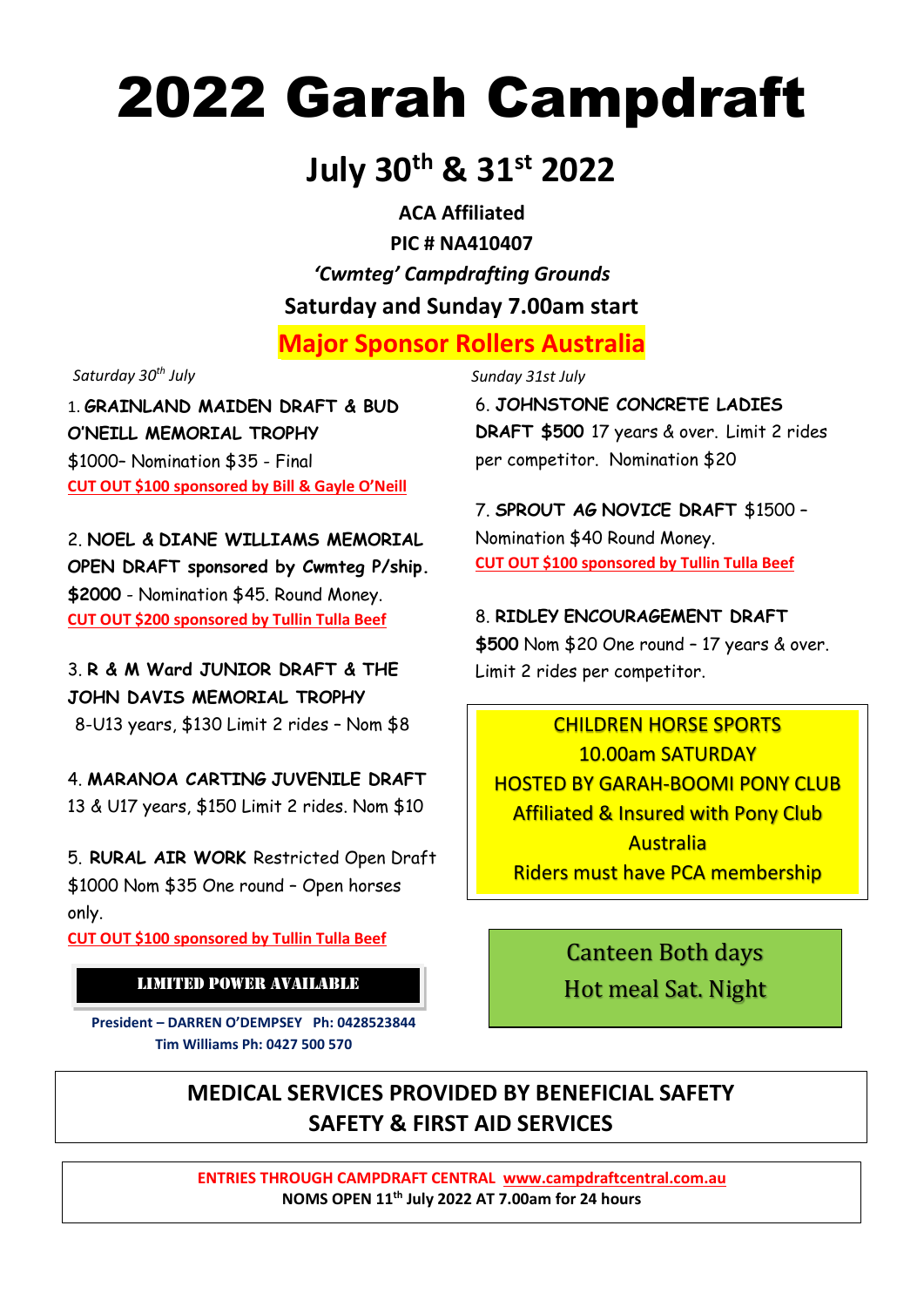# 2022 Garah Campdraft

## July 30th & 31st 2022

**ACA Affiliated**

**PIC # NA410407**

***'Cwmteg' Campdrafting Grounds***

**Saturday and Sunday 7.00am start**

**Major Sponsor Rollers Australia**

*Saturday 30th July*

1. **GRAINLAND MAIDEN DRAFT & BUD O'NEILL MEMORIAL TROPHY** $1000– Nomination $35 - Final
**CUT OUT $100 sponsored by Bill & Gayle O'Neill**

2. **NOEL & DIANE WILLIAMS MEMORIAL OPEN DRAFT sponsored by Cwmteg P/ship. $2000** - Nomination $45. Round Money.
**CUT OUT $200 sponsored by Tullin Tulla Beef**

3. **R & M Ward JUNIOR DRAFT & THE JOHN DAVIS MEMORIAL TROPHY** 8-U13 years, $130 Limit 2 rides – Nom $8

4. **MARANOA CARTING JUVENILE DRAFT** 13 & U17 years, $150 Limit 2 rides. Nom $10

5. **RURAL AIR WORK** Restricted Open Draft $1000 Nom $35 One round – Open horses only.
**CUT OUT $100 sponsored by Tullin Tulla Beef**

**LIMITED POWER AVAILABLE**

**President – DARREN O'DEMPSEY Ph: 0428523844**
**Tim Williams Ph: 0427 500 570**

*Sunday 31st July*

6. **JOHNSTONE CONCRETE LADIES DRAFT $500** 17 years & over. Limit 2 rides per competitor. Nomination $20

7. **SPROUT AG NOVICE DRAFT** $1500 – Nomination $40 Round Money.
**CUT OUT $100 sponsored by Tullin Tulla Beef**

8. **RIDLEY ENCOURAGEMENT DRAFT $500** Nom $20 One round – 17 years & over. Limit 2 rides per competitor.

CHILDREN HORSE SPORTS
10.00am SATURDAY
HOSTED BY GARAH-BOOMI PONY CLUB
Affiliated & Insured with Pony Club Australia
Riders must have PCA membership

Canteen Both days
Hot meal Sat. Night

**MEDICAL SERVICES PROVIDED BY BENEFICIAL SAFETY SAFETY & FIRST AID SERVICES**

**ENTRIES THROUGH CAMPDRAFT CENTRAL www.campdraftcentral.com.au**
**NOMS OPEN 11th July 2022 AT 7.00am for 24 hours**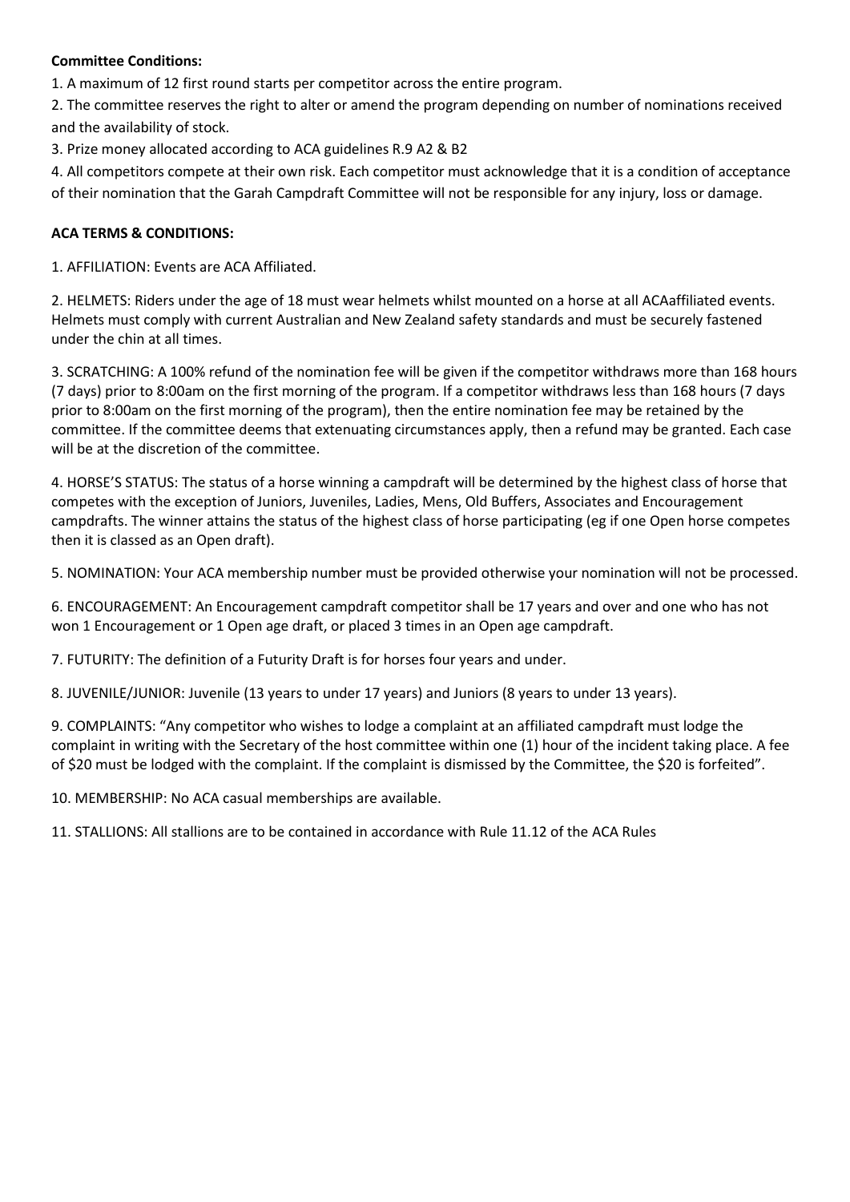**Committee Conditions:**

1. A maximum of 12 first round starts per competitor across the entire program.
2. The committee reserves the right to alter or amend the program depending on number of nominations received and the availability of stock.
3. Prize money allocated according to ACA guidelines R.9 A2 & B2
4. All competitors compete at their own risk. Each competitor must acknowledge that it is a condition of acceptance of their nomination that the Garah Campdraft Committee will not be responsible for any injury, loss or damage.

**ACA TERMS & CONDITIONS:**

1. AFFILIATION: Events are ACA Affiliated.

2. HELMETS: Riders under the age of 18 must wear helmets whilst mounted on a horse at all ACAaffiliated events. Helmets must comply with current Australian and New Zealand safety standards and must be securely fastened under the chin at all times.

3. SCRATCHING: A 100% refund of the nomination fee will be given if the competitor withdraws more than 168 hours (7 days) prior to 8:00am on the first morning of the program. If a competitor withdraws less than 168 hours (7 days prior to 8:00am on the first morning of the program), then the entire nomination fee may be retained by the committee. If the committee deems that extenuating circumstances apply, then a refund may be granted. Each case will be at the discretion of the committee.

4. HORSE'S STATUS: The status of a horse winning a campdraft will be determined by the highest class of horse that competes with the exception of Juniors, Juveniles, Ladies, Mens, Old Buffers, Associates and Encouragement campdrafts. The winner attains the status of the highest class of horse participating (eg if one Open horse competes then it is classed as an Open draft).

5. NOMINATION: Your ACA membership number must be provided otherwise your nomination will not be processed.

6. ENCOURAGEMENT: An Encouragement campdraft competitor shall be 17 years and over and one who has not won 1 Encouragement or 1 Open age draft, or placed 3 times in an Open age campdraft.

7. FUTURITY: The definition of a Futurity Draft is for horses four years and under.

8. JUVENILE/JUNIOR: Juvenile (13 years to under 17 years) and Juniors (8 years to under 13 years).

9. COMPLAINTS: "Any competitor who wishes to lodge a complaint at an affiliated campdraft must lodge the complaint in writing with the Secretary of the host committee within one (1) hour of the incident taking place. A fee of $20 must be lodged with the complaint. If the complaint is dismissed by the Committee, the $20 is forfeited".

10. MEMBERSHIP: No ACA casual memberships are available.

11. STALLIONS: All stallions are to be contained in accordance with Rule 11.12 of the ACA Rules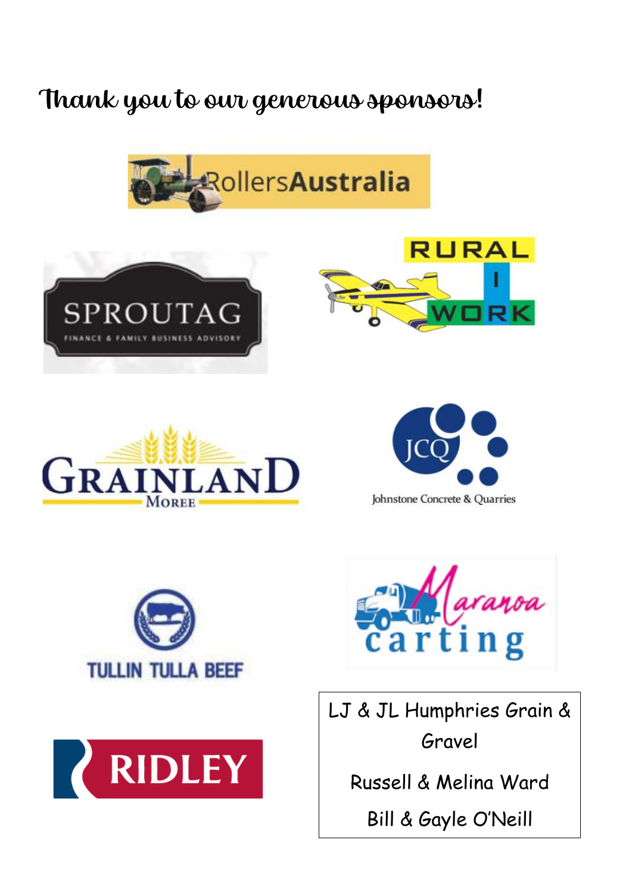# Thank you to our generous sponsors!

RollersAustralia

SPROUTAG
FINANCE & FAMILY BUSINESS ADVISORY

RURAL I WORK

GRAINLAND
MOREE

JCQ
Johnstone Concrete & Quarries

TULLIN TULLA BEEF

Maranoa carting

RIDLEY

LJ & JL Humphries Grain & Gravel

Russell & Melina Ward

Bill & Gayle O'Neill